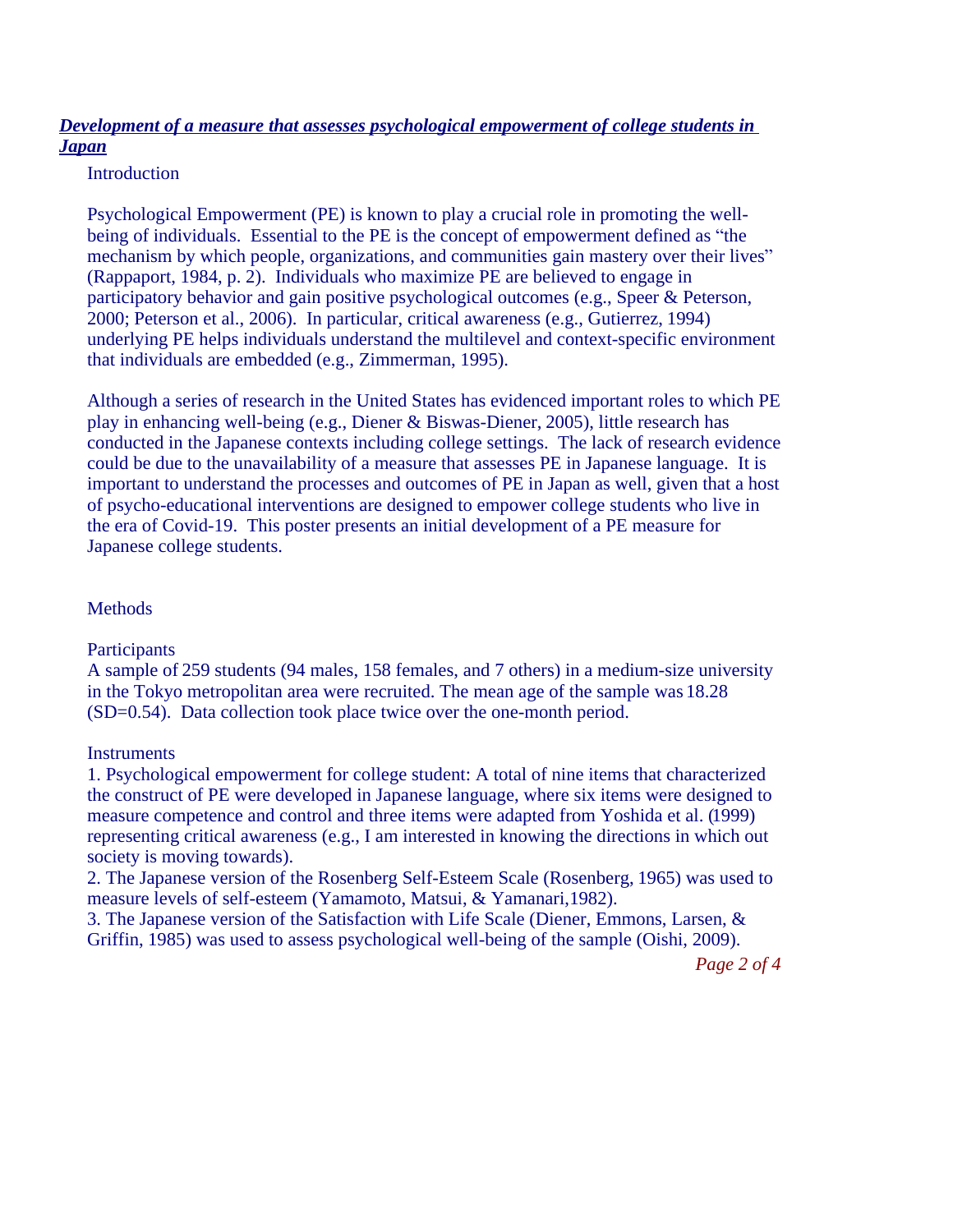# ***Development of a measure that assesses psychological empowerment of college students in Japan***

## Introduction

Psychological Empowerment (PE) is known to play a crucial role in promoting the well-being of individuals. Essential to the PE is the concept of empowerment defined as "the mechanism by which people, organizations, and communities gain mastery over their lives" (Rappaport, 1984, p. 2). Individuals who maximize PE are believed to engage in participatory behavior and gain positive psychological outcomes (e.g., Speer & Peterson, 2000; Peterson et al., 2006). In particular, critical awareness (e.g., Gutierrez, 1994) underlying PE helps individuals understand the multilevel and context-specific environment that individuals are embedded (e.g., Zimmerman, 1995).

Although a series of research in the United States has evidenced important roles to which PE play in enhancing well-being (e.g., Diener & Biswas-Diener, 2005), little research has conducted in the Japanese contexts including college settings. The lack of research evidence could be due to the unavailability of a measure that assesses PE in Japanese language. It is important to understand the processes and outcomes of PE in Japan as well, given that a host of psycho-educational interventions are designed to empower college students who live in the era of Covid-19. This poster presents an initial development of a PE measure for Japanese college students.

## Methods

### Participants

A sample of 259 students (94 males, 158 females, and 7 others) in a medium-size university in the Tokyo metropolitan area were recruited. The mean age of the sample was 18.28 (SD=0.54). Data collection took place twice over the one-month period.

### Instruments

1. Psychological empowerment for college student: A total of nine items that characterized the construct of PE were developed in Japanese language, where six items were designed to measure competence and control and three items were adapted from Yoshida et al. (1999) representing critical awareness (e.g., I am interested in knowing the directions in which out society is moving towards).
2. The Japanese version of the Rosenberg Self-Esteem Scale (Rosenberg, 1965) was used to measure levels of self-esteem (Yamamoto, Matsui, & Yamanari,1982).
3. The Japanese version of the Satisfaction with Life Scale (Diener, Emmons, Larsen, & Griffin, 1985) was used to assess psychological well-being of the sample (Oishi, 2009).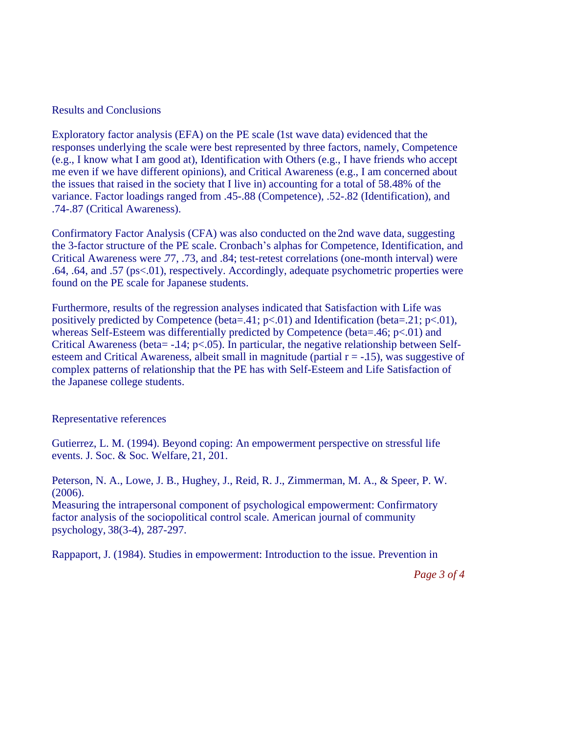## Results and Conclusions

Exploratory factor analysis (EFA) on the PE scale (1st wave data) evidenced that the responses underlying the scale were best represented by three factors, namely, Competence (e.g., I know what I am good at), Identification with Others (e.g., I have friends who accept me even if we have different opinions), and Critical Awareness (e.g., I am concerned about the issues that raised in the society that I live in) accounting for a total of 58.48% of the variance. Factor loadings ranged from .45-.88 (Competence), .52-.82 (Identification), and .74-.87 (Critical Awareness).

Confirmatory Factor Analysis (CFA) was also conducted on the 2nd wave data, suggesting the 3-factor structure of the PE scale. Cronbach's alphas for Competence, Identification, and Critical Awareness were .77, .73, and .84; test-retest correlations (one-month interval) were .64, .64, and .57 (ps<.01), respectively. Accordingly, adequate psychometric properties were found on the PE scale for Japanese students.

Furthermore, results of the regression analyses indicated that Satisfaction with Life was positively predicted by Competence (beta=.41; $p<.01$) and Identification (beta=.21; $p<.01$), whereas Self-Esteem was differentially predicted by Competence (beta=.46; $p<.01$) and Critical Awareness (beta= -.14; $p<.05$). In particular, the negative relationship between Self-esteem and Critical Awareness, albeit small in magnitude (partial $r = -.15$), was suggestive of complex patterns of relationship that the PE has with Self-Esteem and Life Satisfaction of the Japanese college students.

## Representative references

Gutierrez, L. M. (1994). Beyond coping: An empowerment perspective on stressful life events. J. Soc. & Soc. Welfare, 21, 201.

Peterson, N. A., Lowe, J. B., Hughey, J., Reid, R. J., Zimmerman, M. A., & Speer, P. W. (2006).
Measuring the intrapersonal component of psychological empowerment: Confirmatory factor analysis of the sociopolitical control scale. American journal of community psychology, 38(3-4), 287-297.

Rappaport, J. (1984). Studies in empowerment: Introduction to the issue. Prevention in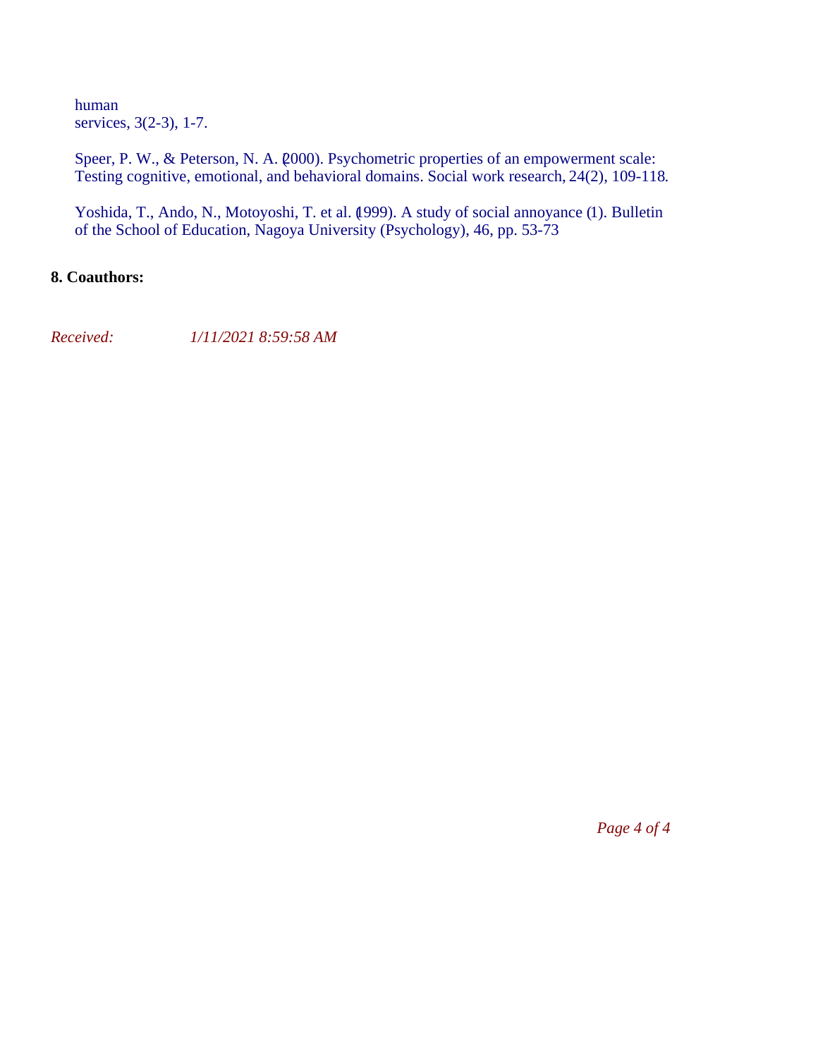human
services, 3(2-3), 1-7.

Speer, P. W., & Peterson, N. A. (2000). Psychometric properties of an empowerment scale: Testing cognitive, emotional, and behavioral domains. Social work research, 24(2), 109-118.

Yoshida, T., Ando, N., Motoyoshi, T. et al. (1999). A study of social annoyance (1). Bulletin of the School of Education, Nagoya University (Psychology), 46, pp. 53-73

**8. Coauthors:**

*Received:* *1/11/2021 8:59:58 AM*